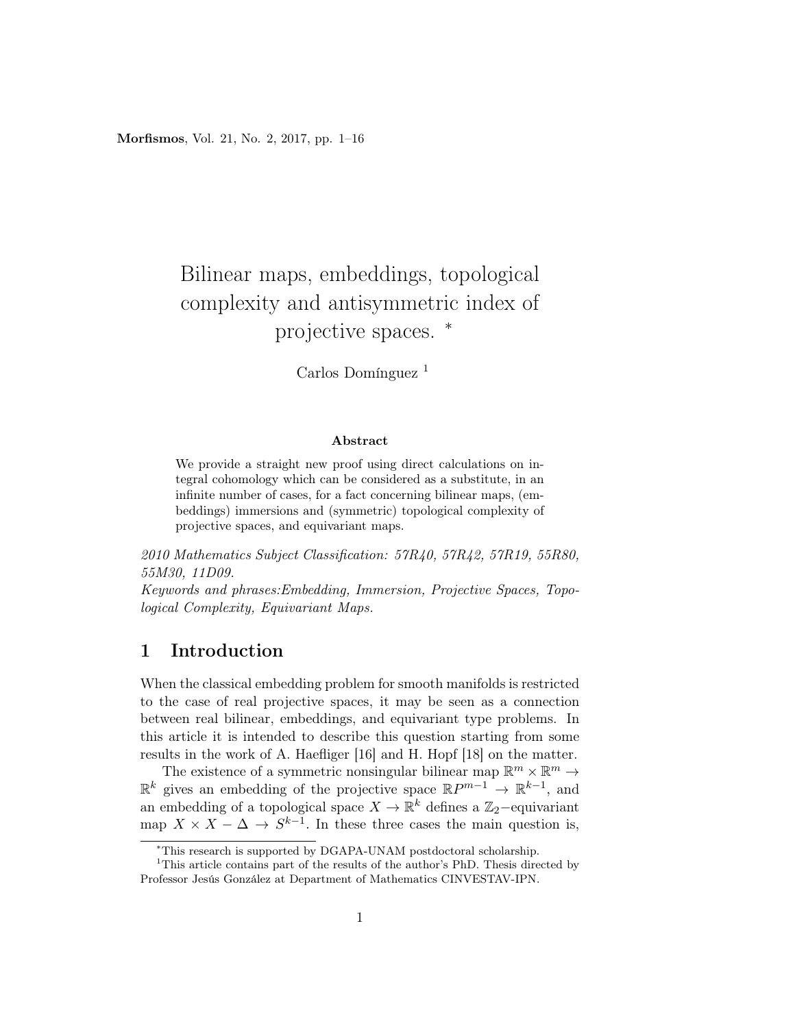# Bilinear maps, embeddings, topological complexity and antisymmetric index of projective spaces. *

Carlos Domínguez [1]

### Abstract

We provide a straight new proof using direct calculations on integral cohomology which can be considered as a substitute, in an infinite number of cases, for a fact concerning bilinear maps, (embeddings) immersions and (symmetric) topological complexity of projective spaces, and equivariant maps.

*2010 Mathematics Subject Classification: 57R40, 57R42, 57R19, 55R80, 55M30, 11D09.*
*Keywords and phrases:Embedding, Immersion, Projective Spaces, Topological Complexity, Equivariant Maps.*

## 1 Introduction

When the classical embedding problem for smooth manifolds is restricted to the case of real projective spaces, it may be seen as a connection between real bilinear, embeddings, and equivariant type problems. In this article it is intended to describe this question starting from some results in the work of A. Haefliger [16] and H. Hopf [18] on the matter.

The existence of a symmetric nonsingular bilinear map $\mathbb{R}^m \times \mathbb{R}^m \to \mathbb{R}^k$ gives an embedding of the projective space $\mathbb{R}P^{m-1} \to \mathbb{R}^{k-1}$, and an embedding of a topological space $X \to \mathbb{R}^k$ defines a $\mathbb{Z}_2-$equivariant map $X \times X - \Delta \to S^{k-1}$. In these three cases the main question is,

*This research is supported by DGAPA-UNAM postdoctoral scholarship.

[1] This article contains part of the results of the author's PhD. Thesis directed by Professor Jesús González at Department of Mathematics CINVESTAV-IPN.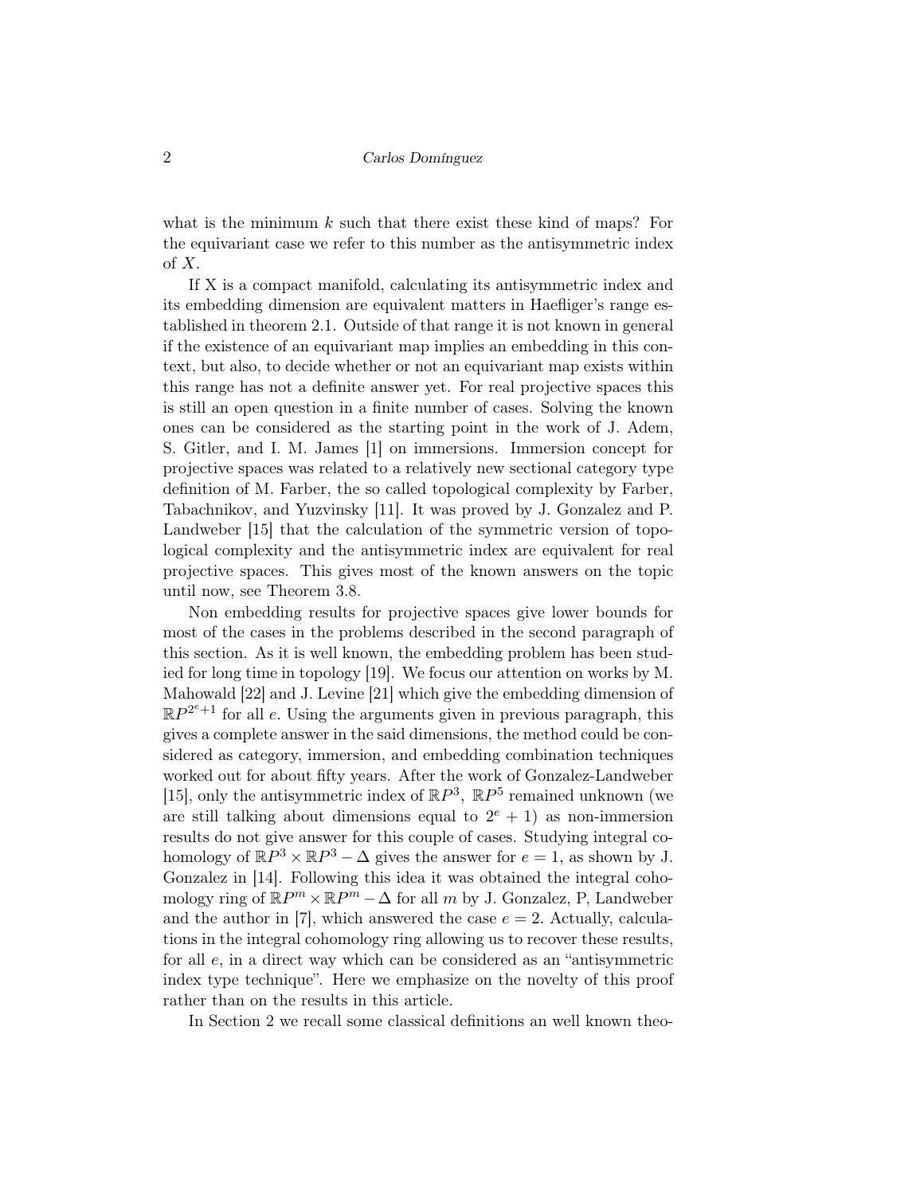what is the minimum $k$ such that there exist these kind of maps? For the equivariant case we refer to this number as the antisymmetric index of $X$.

If X is a compact manifold, calculating its antisymmetric index and its embedding dimension are equivalent matters in Haefliger's range established in theorem 2.1. Outside of that range it is not known in general if the existence of an equivariant map implies an embedding in this context, but also, to decide whether or not an equivariant map exists within this range has not a definite answer yet. For real projective spaces this is still an open question in a finite number of cases. Solving the known ones can be considered as the starting point in the work of J. Adem, S. Gitler, and I. M. James [1] on immersions. Immersion concept for projective spaces was related to a relatively new sectional category type definition of M. Farber, the so called topological complexity by Farber, Tabachnikov, and Yuzvinsky [11]. It was proved by J. Gonzalez and P. Landweber [15] that the calculation of the symmetric version of topological complexity and the antisymmetric index are equivalent for real projective spaces. This gives most of the known answers on the topic until now, see Theorem 3.8.

Non embedding results for projective spaces give lower bounds for most of the cases in the problems described in the second paragraph of this section. As it is well known, the embedding problem has been studied for long time in topology [19]. We focus our attention on works by M. Mahowald [22] and J. Levine [21] which give the embedding dimension of $\mathbb{R}P^{2^e+1}$ for all $e$. Using the arguments given in previous paragraph, this gives a complete answer in the said dimensions, the method could be considered as category, immersion, and embedding combination techniques worked out for about fifty years. After the work of Gonzalez-Landweber [15], only the antisymmetric index of $\mathbb{R}P^3$, $\mathbb{R}P^5$ remained unknown (we are still talking about dimensions equal to $2^e + 1$) as non-immersion results do not give answer for this couple of cases. Studying integral cohomology of $\mathbb{R}P^3 \times \mathbb{R}P^3 - \Delta$ gives the answer for $e = 1$, as shown by J. Gonzalez in [14]. Following this idea it was obtained the integral cohomology ring of $\mathbb{R}P^m \times \mathbb{R}P^m - \Delta$ for all $m$ by J. Gonzalez, P, Landweber and the author in [7], which answered the case $e = 2$. Actually, calculations in the integral cohomology ring allowing us to recover these results, for all $e$, in a direct way which can be considered as an "antisymmetric index type technique". Here we emphasize on the novelty of this proof rather than on the results in this article.

In Section 2 we recall some classical definitions an well known theo-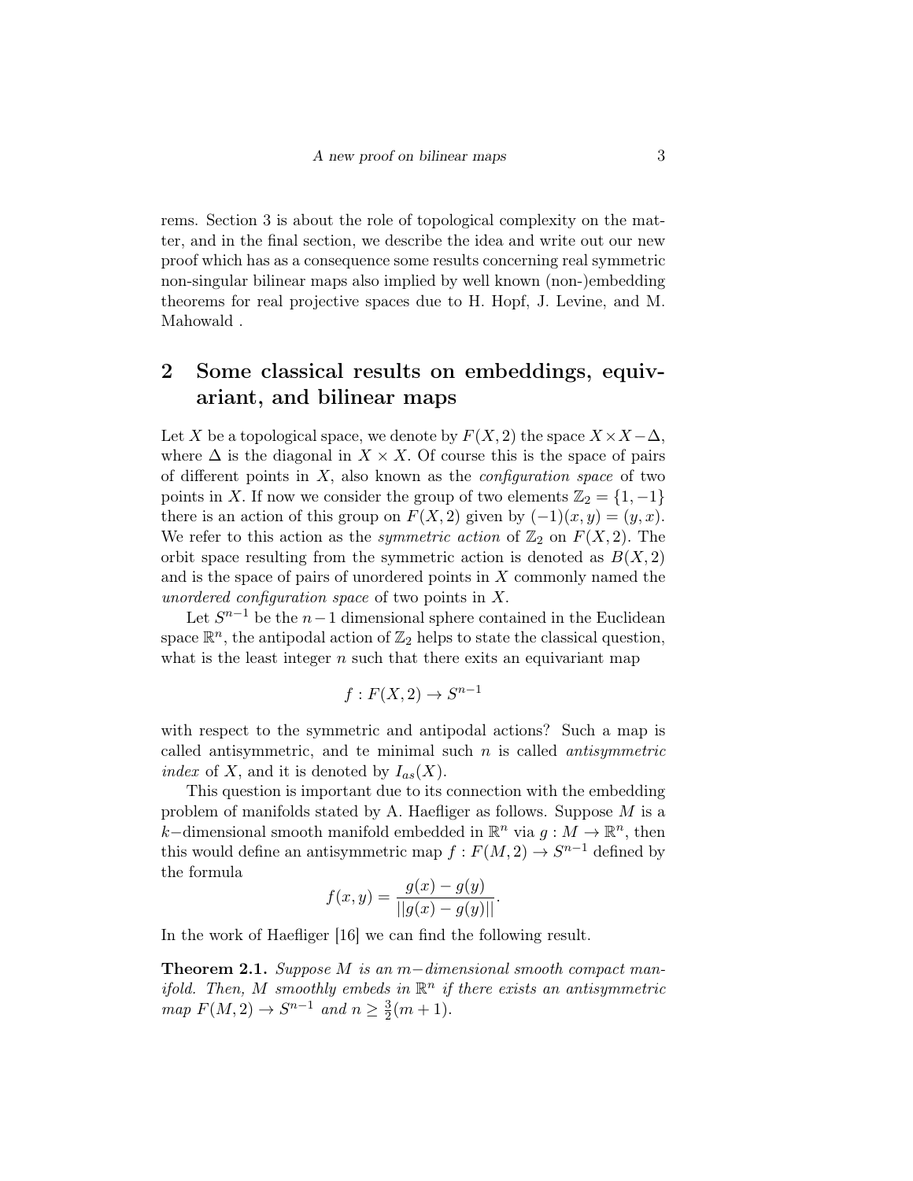rems. Section 3 is about the role of topological complexity on the matter, and in the final section, we describe the idea and write out our new proof which has as a consequence some results concerning real symmetric non-singular bilinear maps also implied by well known (non-)embedding theorems for real projective spaces due to H. Hopf, J. Levine, and M. Mahowald .

## 2 Some classical results on embeddings, equivariant, and bilinear maps

Let $X$ be a topological space, we denote by $F(X,2)$ the space $X \times X - \Delta$, where $\Delta$ is the diagonal in $X \times X$. Of course this is the space of pairs of different points in $X$, also known as the *configuration space* of two points in $X$. If now we consider the group of two elements $\mathbb{Z}_2 = \{1, -1\}$ there is an action of this group on $F(X,2)$ given by $(-1)(x,y) = (y,x)$. We refer to this action as the *symmetric action* of $\mathbb{Z}_2$ on $F(X,2)$. The orbit space resulting from the symmetric action is denoted as $B(X,2)$ and is the space of pairs of unordered points in $X$ commonly named the *unordered configuration space* of two points in $X$.

Let $S^{n-1}$ be the $n-1$ dimensional sphere contained in the Euclidean space $\mathbb{R}^n$, the antipodal action of $\mathbb{Z}_2$ helps to state the classical question, what is the least integer $n$ such that there exits an equivariant map

$$f : F(X,2) \to S^{n-1}$$

with respect to the symmetric and antipodal actions? Such a map is called antisymmetric, and te minimal such $n$ is called *antisymmetric index* of $X$, and it is denoted by $I_{as}(X)$.

This question is important due to its connection with the embedding problem of manifolds stated by A. Haefliger as follows. Suppose $M$ is a $k-$dimensional smooth manifold embedded in $\mathbb{R}^n$ via $g : M \to \mathbb{R}^n$, then this would define an antisymmetric map $f : F(M,2) \to S^{n-1}$ defined by the formula

$$f(x,y) = \frac{g(x) - g(y)}{||g(x) - g(y)||}.$$

In the work of Haefliger [16] we can find the following result.

**Theorem 2.1.** *Suppose $M$ is an $m-$dimensional smooth compact manifold. Then, $M$ smoothly embeds in $\mathbb{R}^n$ if there exists an antisymmetric map $F(M,2) \to S^{n-1}$ and $n \geq \frac{3}{2}(m+1)$.*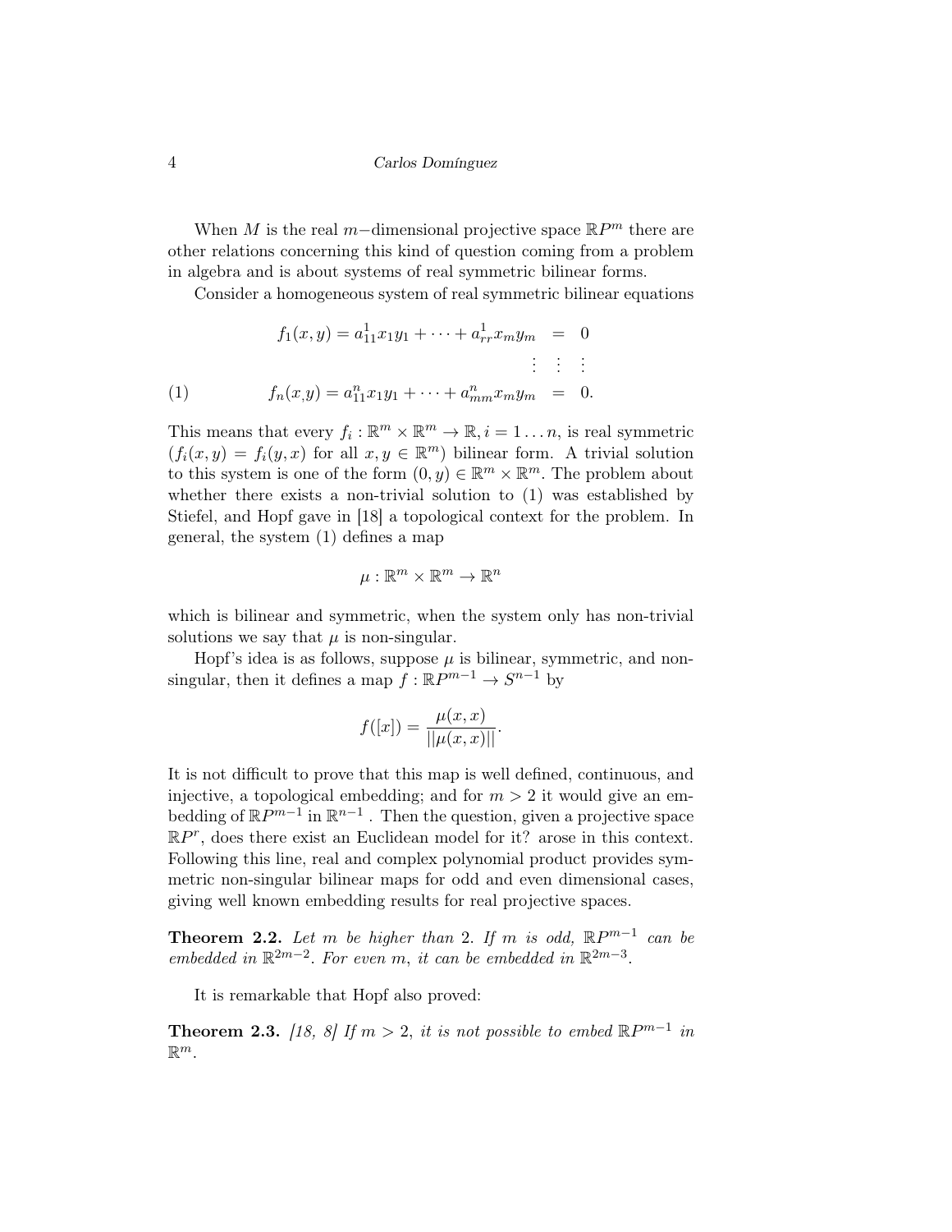When $M$ is the real $m-$dimensional projective space $\mathbb{R}P^m$ there are other relations concerning this kind of question coming from a problem in algebra and is about systems of real symmetric bilinear forms.

Consider a homogeneous system of real symmetric bilinear equations

$$
\begin{aligned}
f_1(x,y) = a^1_{11}x_1y_1 + \cdots + a^1_{rr}x_my_m &= 0 \\
\vdots \quad & \vdots \quad \vdots \\
f_n(x,y) = a^n_{11}x_1y_1 + \cdots + a^n_{mm}x_my_m &= 0.
\end{aligned} \tag{1}
$$

This means that every $f_i : \mathbb{R}^m \times \mathbb{R}^m \to \mathbb{R}, i = 1 \ldots n$, is real symmetric ($f_i(x,y) = f_i(y,x)$ for all $x, y \in \mathbb{R}^m$) bilinear form. A trivial solution to this system is one of the form $(0,y) \in \mathbb{R}^m \times \mathbb{R}^m$. The problem about whether there exists a non-trivial solution to (1) was established by Stiefel, and Hopf gave in [18] a topological context for the problem. In general, the system (1) defines a map

$$\mu : \mathbb{R}^m \times \mathbb{R}^m \to \mathbb{R}^n$$

which is bilinear and symmetric, when the system only has non-trivial solutions we say that $\mu$ is non-singular.

Hopf's idea is as follows, suppose $\mu$ is bilinear, symmetric, and non-singular, then it defines a map $f : \mathbb{R}P^{m-1} \to S^{n-1}$ by

$$f([x]) = \frac{\mu(x,x)}{||\mu(x,x)||}.$$

It is not difficult to prove that this map is well defined, continuous, and injective, a topological embedding; and for $m > 2$ it would give an embedding of $\mathbb{R}P^{m-1}$ in $\mathbb{R}^{n-1}$ . Then the question, given a projective space $\mathbb{R}P^r$, does there exist an Euclidean model for it? arose in this context. Following this line, real and complex polynomial product provides symmetric non-singular bilinear maps for odd and even dimensional cases, giving well known embedding results for real projective spaces.

**Theorem 2.2.** *Let $m$ be higher than 2. If $m$ is odd, $\mathbb{R}P^{m-1}$ can be embedded in $\mathbb{R}^{2m-2}$. For even $m$, it can be embedded in $\mathbb{R}^{2m-3}$.*

It is remarkable that Hopf also proved:

**Theorem 2.3.** *[18, 8] If $m > 2$, it is not possible to embed $\mathbb{R}P^{m-1}$ in $\mathbb{R}^m$.*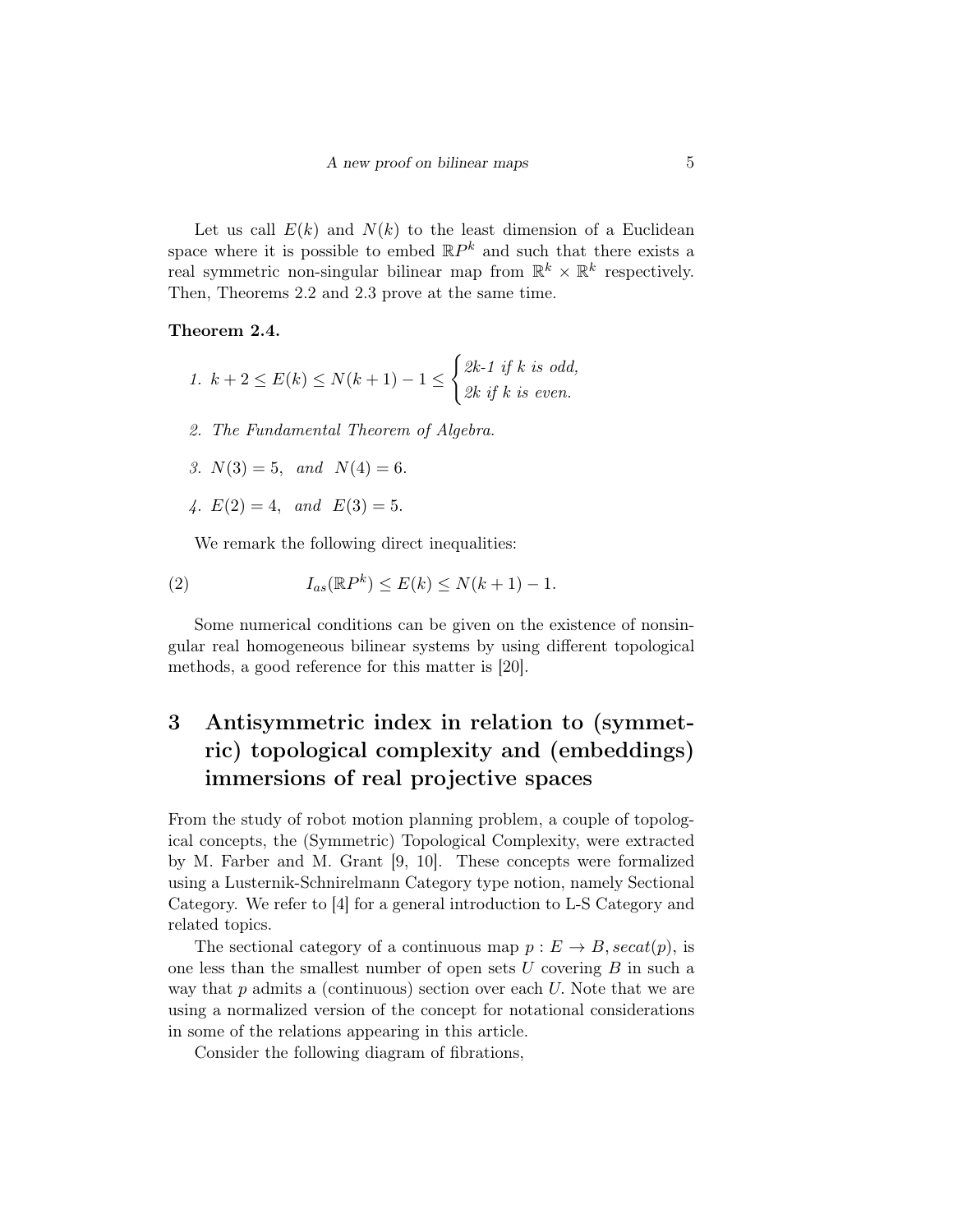Let us call $E(k)$ and $N(k)$ to the least dimension of a Euclidean space where it is possible to embed $\mathbb{R}P^k$ and such that there exists a real symmetric non-singular bilinear map from $\mathbb{R}^k \times \mathbb{R}^k$ respectively. Then, Theorems 2.2 and 2.3 prove at the same time.

**Theorem 2.4.**

1. $k+2 \leq E(k) \leq N(k+1) - 1 \leq \begin{cases} 2k\text{-}1 \text{ if } k \text{ is odd,} \\ 2k \text{ if } k \text{ is even.} \end{cases}$

2. *The Fundamental Theorem of Algebra.*

3. $N(3) = 5$, *and* $N(4) = 6$.

4. $E(2) = 4$, *and* $E(3) = 5$.

We remark the following direct inequalities:

$$I_{as}(\mathbb{R}P^k) \leq E(k) \leq N(k+1) - 1. \tag{2}$$

Some numerical conditions can be given on the existence of nonsingular real homogeneous bilinear systems by using different topological methods, a good reference for this matter is [20].

# 3 Antisymmetric index in relation to (symmetric) topological complexity and (embeddings) immersions of real projective spaces

From the study of robot motion planning problem, a couple of topological concepts, the (Symmetric) Topological Complexity, were extracted by M. Farber and M. Grant [9, 10]. These concepts were formalized using a Lusternik-Schnirelmann Category type notion, namely Sectional Category. We refer to [4] for a general introduction to L-S Category and related topics.

The sectional category of a continuous map $p : E \to B, secat(p)$, is one less than the smallest number of open sets $U$ covering $B$ in such a way that $p$ admits a (continuous) section over each $U$. Note that we are using a normalized version of the concept for notational considerations in some of the relations appearing in this article.

Consider the following diagram of fibrations,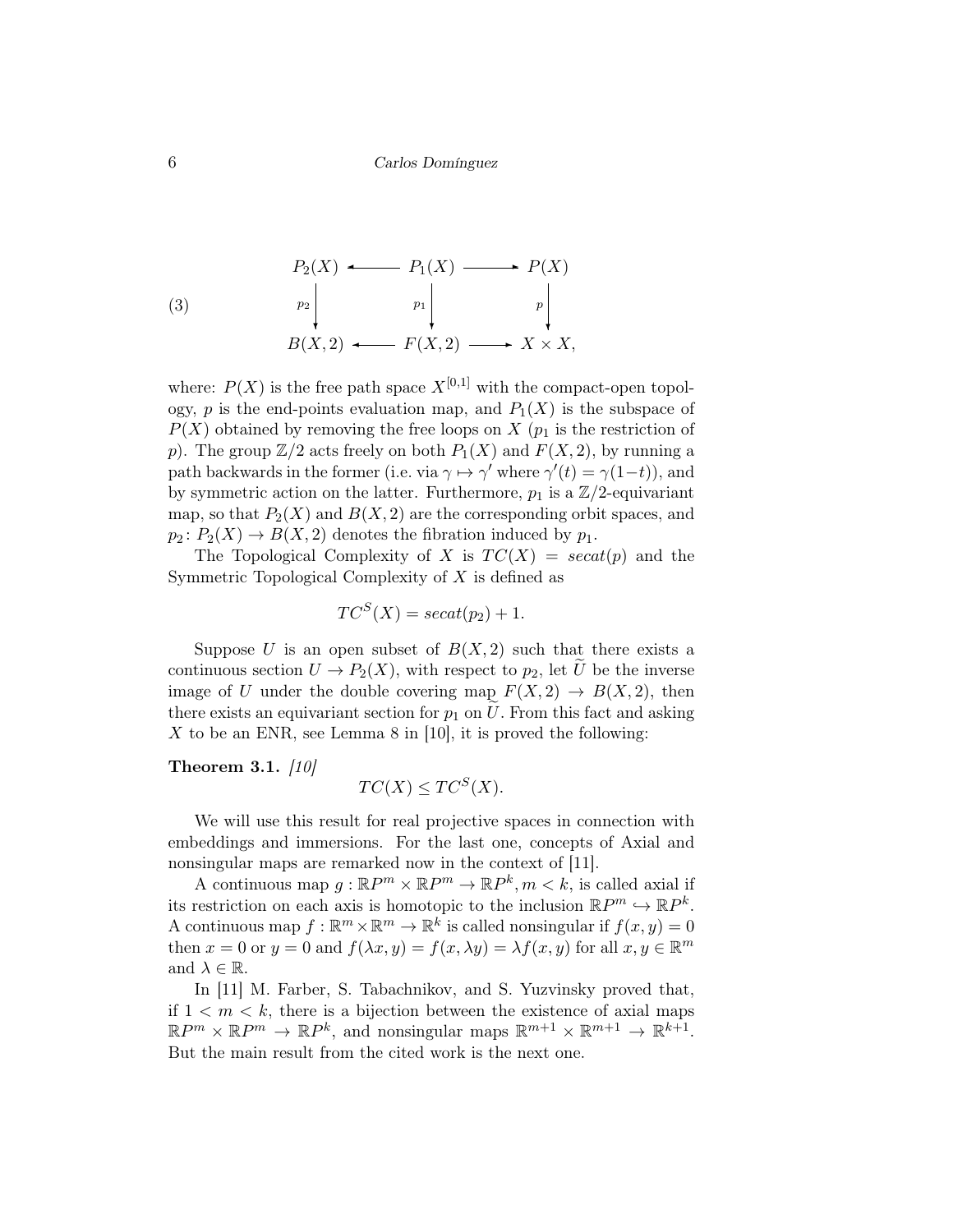$$
\begin{array}{ccccc}
P_2(X) & \longleftarrow & P_1(X) & \longrightarrow & P(X) \\
\downarrow {\scriptstyle p_2} & & \downarrow {\scriptstyle p_1} & & \downarrow {\scriptstyle p} \\
B(X,2) & \longleftarrow & F(X,2) & \longrightarrow & X \times X,
\end{array}
\tag{3}
$$

where: $P(X)$ is the free path space $X^{[0,1]}$ with the compact-open topology, $p$ is the end-points evaluation map, and $P_1(X)$ is the subspace of $P(X)$ obtained by removing the free loops on $X$ ($p_1$ is the restriction of $p$). The group $\mathbb{Z}/2$ acts freely on both $P_1(X)$ and $F(X,2)$, by running a path backwards in the former (i.e. via $\gamma \mapsto \gamma'$ where $\gamma'(t) = \gamma(1-t)$), and by symmetric action on the latter. Furthermore, $p_1$ is a $\mathbb{Z}/2$-equivariant map, so that $P_2(X)$ and $B(X,2)$ are the corresponding orbit spaces, and $p_2 \colon P_2(X) \to B(X,2)$ denotes the fibration induced by $p_1$.

The Topological Complexity of $X$ is $TC(X) = secat(p)$ and the Symmetric Topological Complexity of $X$ is defined as

$$TC^S(X) = secat(p_2) + 1.$$

Suppose $U$ is an open subset of $B(X,2)$ such that there exists a continuous section $U \to P_2(X)$, with respect to $p_2$, let $\widetilde{U}$ be the inverse image of $U$ under the double covering map $F(X,2) \to B(X,2)$, then there exists an equivariant section for $p_1$ on $\widetilde{U}$. From this fact and asking $X$ to be an ENR, see Lemma 8 in [10], it is proved the following:

**Theorem 3.1.** *[10]*

$$TC(X) \leq TC^S(X).$$

We will use this result for real projective spaces in connection with embeddings and immersions. For the last one, concepts of Axial and nonsingular maps are remarked now in the context of [11].

A continuous map $g : \mathbb{R}P^m \times \mathbb{R}P^m \to \mathbb{R}P^k, m < k$, is called axial if its restriction on each axis is homotopic to the inclusion $\mathbb{R}P^m \hookrightarrow \mathbb{R}P^k$. A continuous map $f : \mathbb{R}^m \times \mathbb{R}^m \to \mathbb{R}^k$ is called nonsingular if $f(x,y) = 0$ then $x = 0$ or $y = 0$ and $f(\lambda x, y) = f(x, \lambda y) = \lambda f(x,y)$ for all $x, y \in \mathbb{R}^m$ and $\lambda \in \mathbb{R}$.

In [11] M. Farber, S. Tabachnikov, and S. Yuzvinsky proved that, if $1 < m < k$, there is a bijection between the existence of axial maps $\mathbb{R}P^m \times \mathbb{R}P^m \to \mathbb{R}P^k$, and nonsingular maps $\mathbb{R}^{m+1} \times \mathbb{R}^{m+1} \to \mathbb{R}^{k+1}$. But the main result from the cited work is the next one.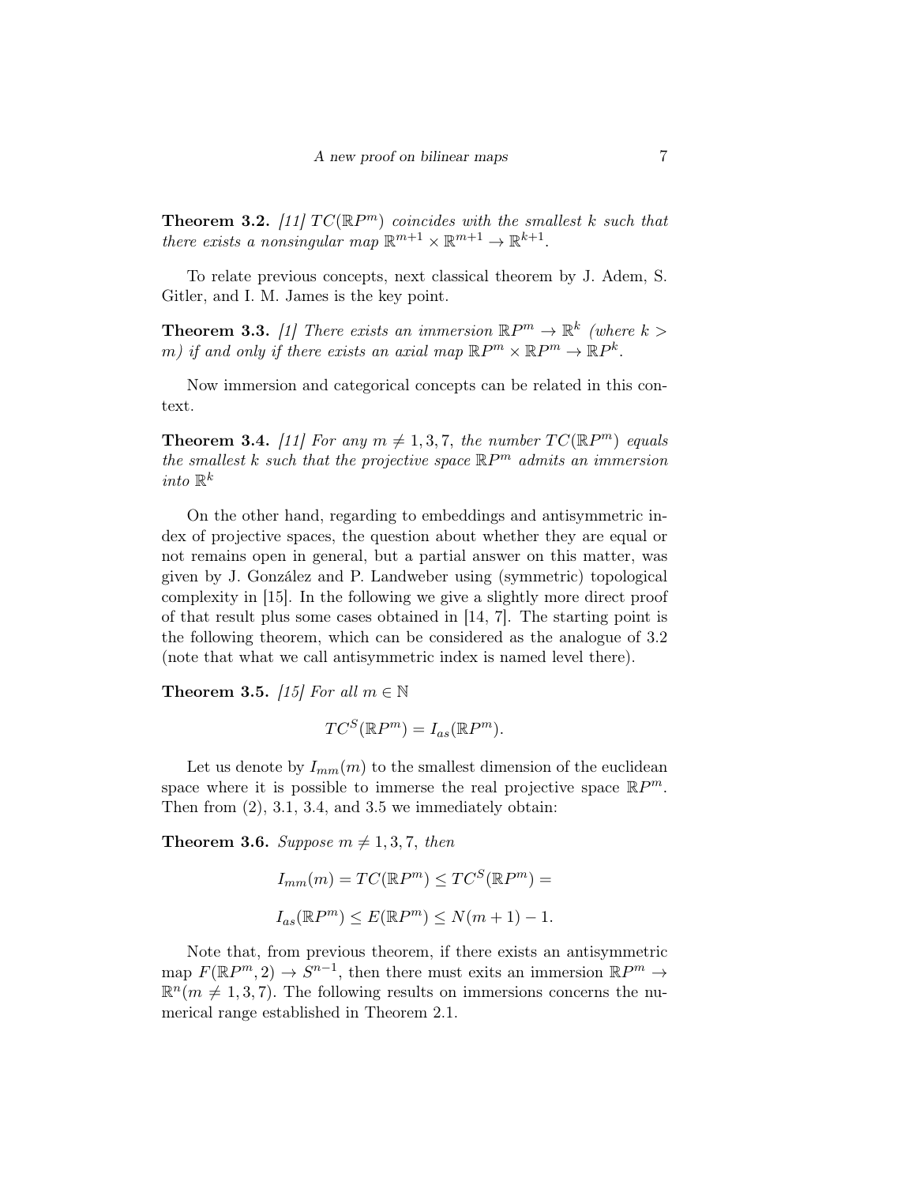**Theorem 3.2.** *[11] $TC(\mathbb{R}P^m)$ coincides with the smallest $k$ such that there exists a nonsingular map $\mathbb{R}^{m+1} \times \mathbb{R}^{m+1} \to \mathbb{R}^{k+1}$.*

To relate previous concepts, next classical theorem by J. Adem, S. Gitler, and I. M. James is the key point.

**Theorem 3.3.** *[1] There exists an immersion $\mathbb{R}P^m \to \mathbb{R}^k$ (where $k > m$) if and only if there exists an axial map $\mathbb{R}P^m \times \mathbb{R}P^m \to \mathbb{R}P^k$.*

Now immersion and categorical concepts can be related in this context.

**Theorem 3.4.** *[11] For any $m \neq 1, 3, 7$, the number $TC(\mathbb{R}P^m)$ equals the smallest $k$ such that the projective space $\mathbb{R}P^m$ admits an immersion into $\mathbb{R}^k$*

On the other hand, regarding to embeddings and antisymmetric index of projective spaces, the question about whether they are equal or not remains open in general, but a partial answer on this matter, was given by J. González and P. Landweber using (symmetric) topological complexity in [15]. In the following we give a slightly more direct proof of that result plus some cases obtained in [14, 7]. The starting point is the following theorem, which can be considered as the analogue of 3.2 (note that what we call antisymmetric index is named level there).

**Theorem 3.5.** *[15] For all $m \in \mathbb{N}$*

$$TC^S(\mathbb{R}P^m) = I_{as}(\mathbb{R}P^m).$$

Let us denote by $I_{mm}(m)$ to the smallest dimension of the euclidean space where it is possible to immerse the real projective space $\mathbb{R}P^m$. Then from (2), 3.1, 3.4, and 3.5 we immediately obtain:

**Theorem 3.6.** *Suppose $m \neq 1, 3, 7$, then*

$$I_{mm}(m) = TC(\mathbb{R}P^m) \leq TC^S(\mathbb{R}P^m) =$$

$$I_{as}(\mathbb{R}P^m) \leq E(\mathbb{R}P^m) \leq N(m+1) - 1.$$

Note that, from previous theorem, if there exists an antisymmetric map $F(\mathbb{R}P^m, 2) \to S^{n-1}$, then there must exits an immersion $\mathbb{R}P^m \to \mathbb{R}^n (m \neq 1, 3, 7)$. The following results on immersions concerns the numerical range established in Theorem 2.1.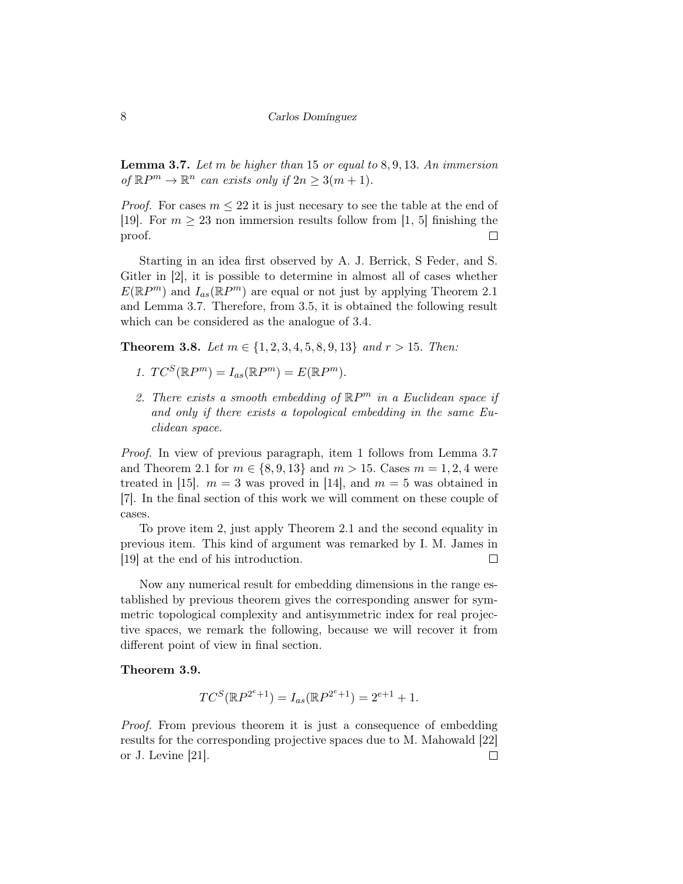**Lemma 3.7.** *Let $m$ be higher than 15 or equal to $8, 9, 13$. An immersion of $\mathbb{R}P^m \to \mathbb{R}^n$ can exists only if $2n \geq 3(m+1)$.*

*Proof.* For cases $m \leq 22$ it is just necesary to see the table at the end of [19]. For $m \geq 23$ non immersion results follow from [1, 5] finishing the proof. ☐

Starting in an idea first observed by A. J. Berrick, S Feder, and S. Gitler in [2], it is possible to determine in almost all of cases whether $E(\mathbb{R}P^m)$ and $I_{as}(\mathbb{R}P^m)$ are equal or not just by applying Theorem 2.1 and Lemma 3.7. Therefore, from 3.5, it is obtained the following result which can be considered as the analogue of 3.4.

**Theorem 3.8.** *Let $m \in \{1, 2, 3, 4, 5, 8, 9, 13\}$ and $r > 15$. Then:*

1. *$TC^S(\mathbb{R}P^m) = I_{as}(\mathbb{R}P^m) = E(\mathbb{R}P^m)$.*
2. *There exists a smooth embedding of $\mathbb{R}P^m$ in a Euclidean space if and only if there exists a topological embedding in the same Euclidean space.*

*Proof.* In view of previous paragraph, item 1 follows from Lemma 3.7 and Theorem 2.1 for $m \in \{8, 9, 13\}$ and $m > 15$. Cases $m = 1, 2, 4$ were treated in [15]. $m = 3$ was proved in [14], and $m = 5$ was obtained in [7]. In the final section of this work we will comment on these couple of cases.

To prove item 2, just apply Theorem 2.1 and the second equality in previous item. This kind of argument was remarked by I. M. James in [19] at the end of his introduction. ☐

Now any numerical result for embedding dimensions in the range established by previous theorem gives the corresponding answer for symmetric topological complexity and antisymmetric index for real projective spaces, we remark the following, because we will recover it from different point of view in final section.

**Theorem 3.9.**

$$TC^S(\mathbb{R}P^{2^e+1}) = I_{as}(\mathbb{R}P^{2^e+1}) = 2^{e+1} + 1.$$

*Proof.* From previous theorem it is just a consequence of embedding results for the corresponding projective spaces due to M. Mahowald [22] or J. Levine [21]. ☐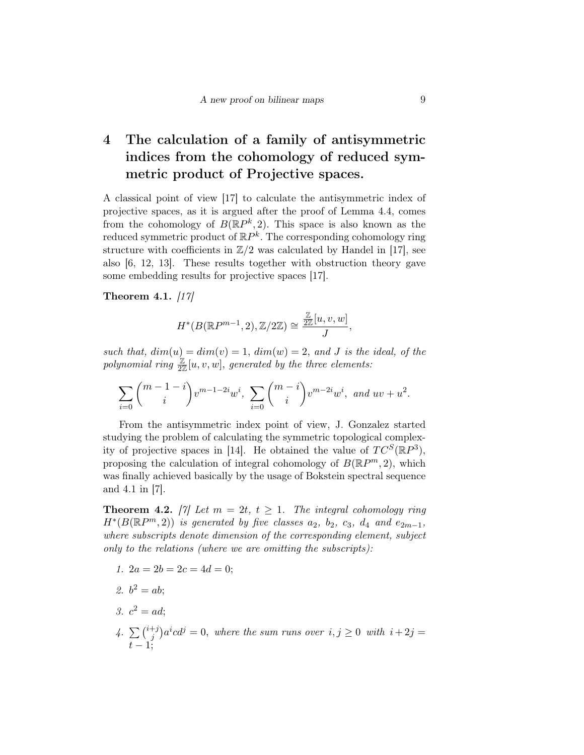## 4 The calculation of a family of antisymmetric indices from the cohomology of reduced symmetric product of Projective spaces.

A classical point of view [17] to calculate the antisymmetric index of projective spaces, as it is argued after the proof of Lemma 4.4, comes from the cohomology of $B(\mathbb{R}P^k, 2)$. This space is also known as the reduced symmetric product of $\mathbb{R}P^k$. The corresponding cohomology ring structure with coefficients in $\mathbb{Z}/2$ was calculated by Handel in [17], see also [6, 12, 13]. These results together with obstruction theory gave some embedding results for projective spaces [17].

**Theorem 4.1.** *[17]*

$$H^*(B(\mathbb{R}P^{m-1}, 2), \mathbb{Z}/2\mathbb{Z}) \cong \frac{\frac{\mathbb{Z}}{2\mathbb{Z}}[u, v, w]}{J},$$

*such that, $dim(u) = dim(v) = 1$, $dim(w) = 2$, and $J$ is the ideal, of the polynomial ring $\frac{\mathbb{Z}}{2\mathbb{Z}}[u, v, w]$, generated by the three elements:*

$$\sum_{i=0} \binom{m-1-i}{i} v^{m-1-2i} w^i, \ \sum_{i=0} \binom{m-i}{i} v^{m-2i} w^i, \ \text{and } uv + u^2.$$

From the antisymmetric index point of view, J. Gonzalez started studying the problem of calculating the symmetric topological complexity of projective spaces in [14]. He obtained the value of $TC^S(\mathbb{R}P^3)$, proposing the calculation of integral cohomology of $B(\mathbb{R}P^m, 2)$, which was finally achieved basically by the usage of Bokstein spectral sequence and 4.1 in [7].

**Theorem 4.2.** *[7] Let $m = 2t$, $t \geq 1$. The integral cohomology ring $H^*(B(\mathbb{R}P^m, 2))$ is generated by five classes $a_2$, $b_2$, $c_3$, $d_4$ and $e_{2m-1}$, where subscripts denote dimension of the corresponding element, subject only to the relations (where we are omitting the subscripts):*

1. $2a = 2b = 2c = 4d = 0$;
2. $b^2 = ab$;
3. $c^2 = ad$;
4. $\sum \binom{i+j}{j} a^i c d^j = 0$, *where the sum runs over $i, j \geq 0$ with $i + 2j = t - 1$;*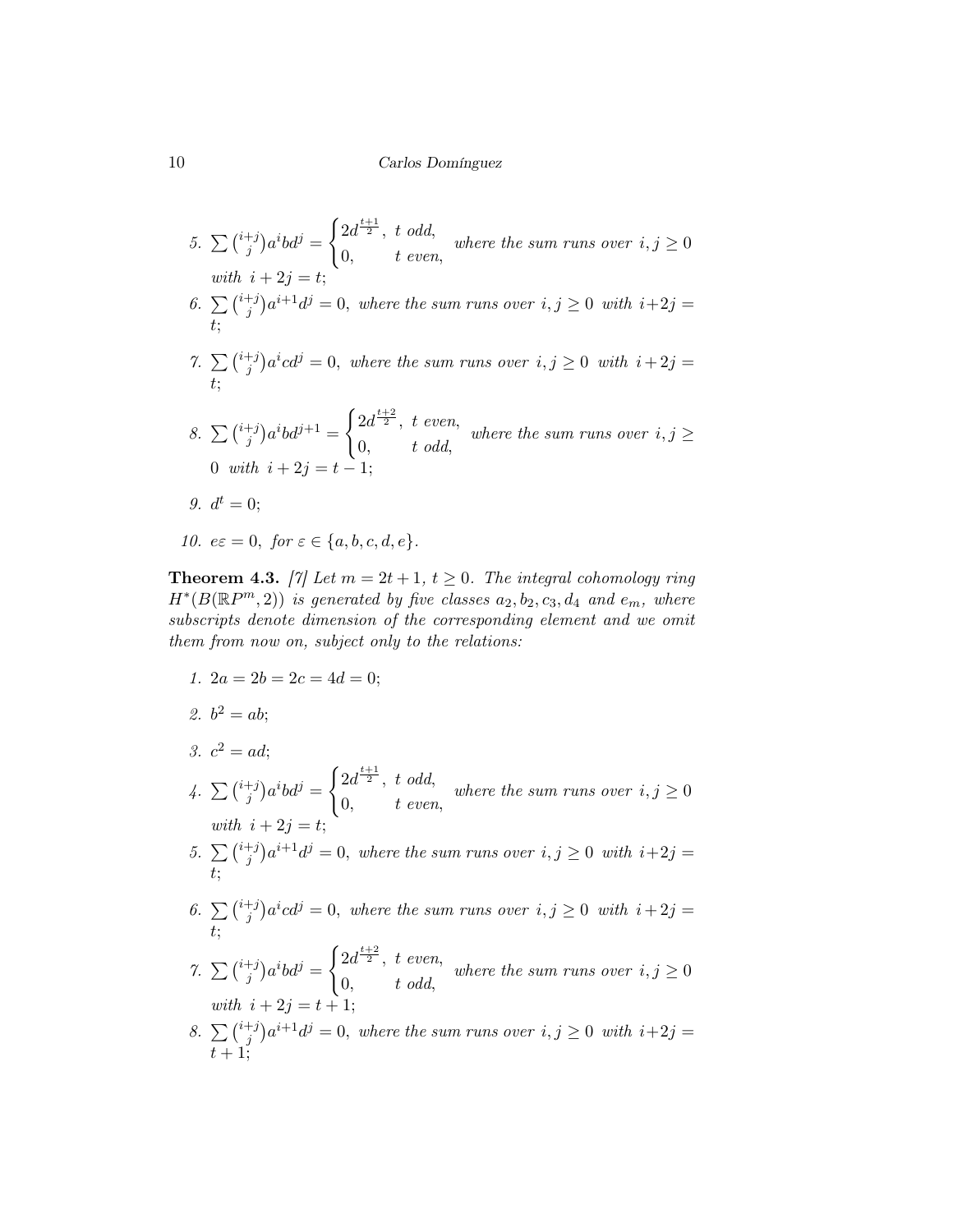5. $\sum \binom{i+j}{j} a^i b d^j = \begin{cases} 2d^{\frac{t+1}{2}}, & t \text{ odd}, \\ 0, & t \text{ even}, \end{cases}$ *where the sum runs over* $i, j \geq 0$ *with* $i + 2j = t$;
6. $\sum \binom{i+j}{j} a^{i+1} d^j = 0$, *where the sum runs over* $i, j \geq 0$ *with* $i+2j = t$;
7. $\sum \binom{i+j}{j} a^i c d^j = 0$, *where the sum runs over* $i, j \geq 0$ *with* $i+2j = t$;
8. $\sum \binom{i+j}{j} a^i b d^{j+1} = \begin{cases} 2d^{\frac{t+2}{2}}, & t \text{ even}, \\ 0, & t \text{ odd}, \end{cases}$ *where the sum runs over* $i, j \geq 0$ *with* $i + 2j = t - 1$;
9. $d^t = 0$;
10. $e\varepsilon = 0$, *for* $\varepsilon \in \{a, b, c, d, e\}$.

**Theorem 4.3.** *[7] Let* $m = 2t + 1$, $t \geq 0$. *The integral cohomology ring* $H^*(B(\mathbb{R}P^m, 2))$ *is generated by five classes* $a_2, b_2, c_3, d_4$ *and* $e_m$, *where subscripts denote dimension of the corresponding element and we omit them from now on, subject only to the relations:*

1. $2a = 2b = 2c = 4d = 0$;
2. $b^2 = ab$;
3. $c^2 = ad$;
4. $\sum \binom{i+j}{j} a^i b d^j = \begin{cases} 2d^{\frac{t+1}{2}}, & t \text{ odd}, \\ 0, & t \text{ even}, \end{cases}$ *where the sum runs over* $i, j \geq 0$ *with* $i + 2j = t$;
5. $\sum \binom{i+j}{j} a^{i+1} d^j = 0$, *where the sum runs over* $i, j \geq 0$ *with* $i+2j = t$;
6. $\sum \binom{i+j}{j} a^i c d^j = 0$, *where the sum runs over* $i, j \geq 0$ *with* $i+2j = t$;
7. $\sum \binom{i+j}{j} a^i b d^j = \begin{cases} 2d^{\frac{t+2}{2}}, & t \text{ even}, \\ 0, & t \text{ odd}, \end{cases}$ *where the sum runs over* $i, j \geq 0$ *with* $i + 2j = t + 1$;
8. $\sum \binom{i+j}{j} a^{i+1} d^j = 0$, *where the sum runs over* $i, j \geq 0$ *with* $i+2j = t + 1$;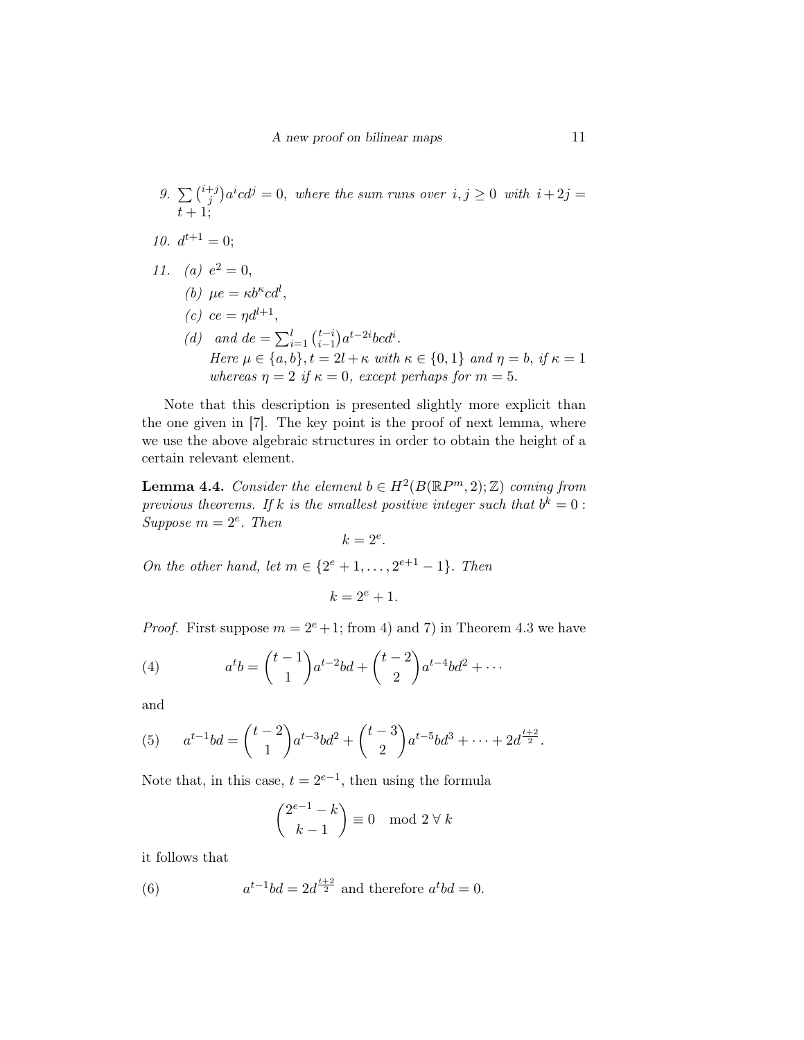9. $\sum \binom{i+j}{j} a^i c d^j = 0$, *where the sum runs over* $i, j \geq 0$ *with* $i + 2j = t + 1$;

10. $d^{t+1} = 0$;

11. (a) $e^2 = 0$,

    (b) $\mu e = \kappa b^\kappa c d^l$,

    (c) $ce = \eta d^{l+1}$,

    (d) *and* $de = \sum_{i=1}^{l} \binom{t-i}{i-1} a^{t-2i} b c d^i$.
    *Here* $\mu \in \{a, b\}, t = 2l + \kappa$ *with* $\kappa \in \{0, 1\}$ *and* $\eta = b$, *if* $\kappa = 1$ *whereas* $\eta = 2$ *if* $\kappa = 0$, *except perhaps for* $m = 5$.

Note that this description is presented slightly more explicit than the one given in [7]. The key point is the proof of next lemma, where we use the above algebraic structures in order to obtain the height of a certain relevant element.

**Lemma 4.4.** *Consider the element* $b \in H^2(B(\mathbb{R}P^m, 2); \mathbb{Z})$ *coming from previous theorems. If* $k$ *is the smallest positive integer such that* $b^k = 0$ : *Suppose* $m = 2^e$. *Then*

$$k = 2^e.$$

*On the other hand, let* $m \in \{2^e + 1, \ldots, 2^{e+1} - 1\}$. *Then*

$$k = 2^e + 1.$$

*Proof.* First suppose $m = 2^e + 1$; from 4) and 7) in Theorem 4.3 we have

$$a^t b = \binom{t-1}{1} a^{t-2} b d + \binom{t-2}{2} a^{t-4} b d^2 + \cdots \tag{4}$$

and

$$a^{t-1} b d = \binom{t-2}{1} a^{t-3} b d^2 + \binom{t-3}{2} a^{t-5} b d^3 + \cdots + 2 d^{\frac{t+2}{2}}. \tag{5}$$

Note that, in this case, $t = 2^{e-1}$, then using the formula

$$\binom{2^{e-1} - k}{k - 1} \equiv 0 \mod 2 \; \forall \, k$$

it follows that

$$a^{t-1} b d = 2 d^{\frac{t+2}{2}} \text{ and therefore } a^t b d = 0. \tag{6}$$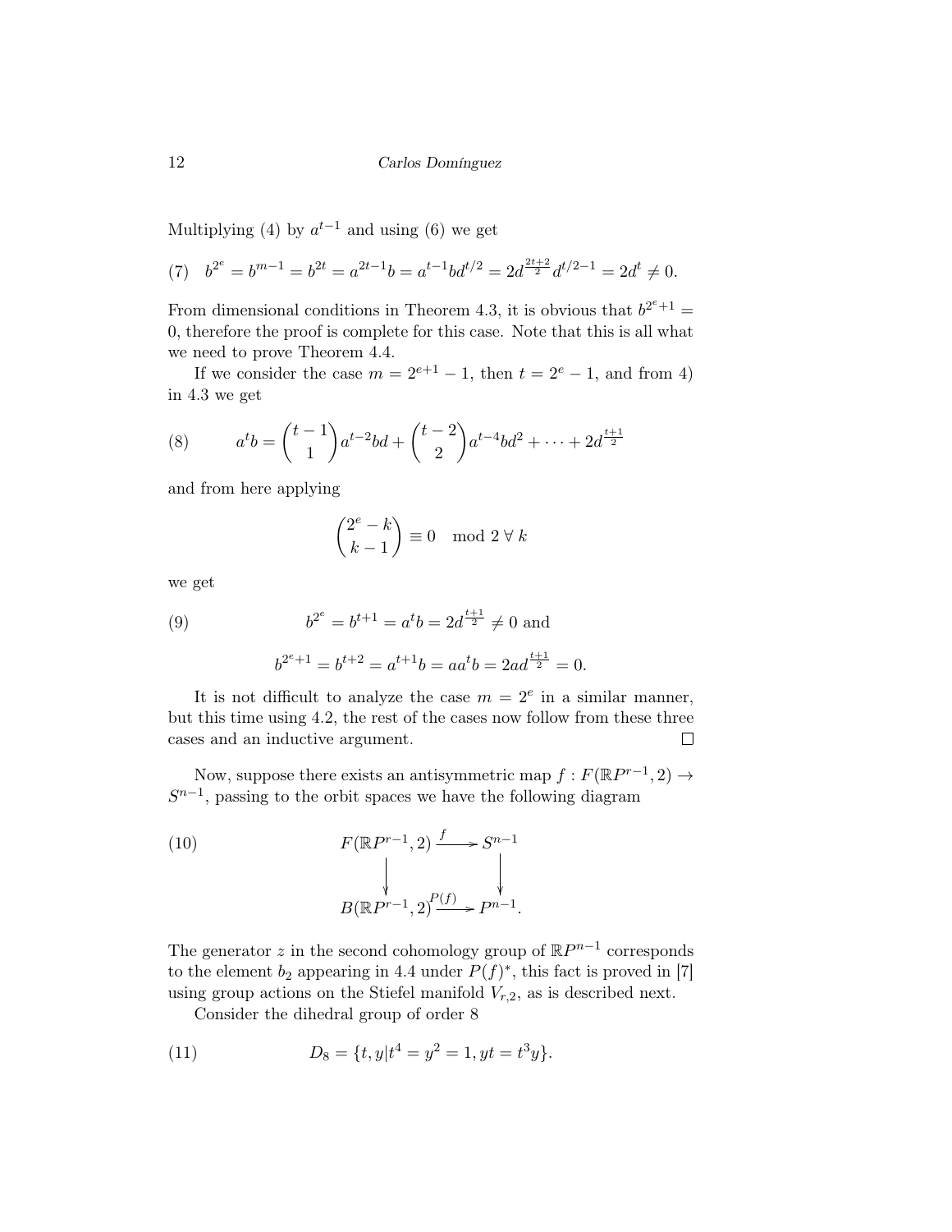Multiplying (4) by $a^{t-1}$ and using (6) we get

$$(7) \quad b^{2^e} = b^{m-1} = b^{2t} = a^{2t-1}b = a^{t-1}bd^{t/2} = 2d^{\frac{2t+2}{2}}d^{t/2-1} = 2d^t \neq 0.$$

From dimensional conditions in Theorem 4.3, it is obvious that $b^{2^e+1} = 0$, therefore the proof is complete for this case. Note that this is all what we need to prove Theorem 4.4.

If we consider the case $m = 2^{e+1} - 1$, then $t = 2^e - 1$, and from 4) in 4.3 we get

$$(8) \qquad a^t b = \binom{t-1}{1} a^{t-2}bd + \binom{t-2}{2} a^{t-4}bd^2 + \cdots + 2d^{\frac{t+1}{2}}$$

and from here applying

$$\binom{2^e - k}{k-1} \equiv 0 \mod 2 \; \forall \, k$$

we get

$$(9) \qquad b^{2^e} = b^{t+1} = a^t b = 2d^{\frac{t+1}{2}} \neq 0 \text{ and}$$

$$b^{2^e+1} = b^{t+2} = a^{t+1}b = aa^t b = 2ad^{\frac{t+1}{2}} = 0.$$

It is not difficult to analyze the case $m = 2^e$ in a similar manner, but this time using 4.2, the rest of the cases now follow from these three cases and an inductive argument. $\square$

Now, suppose there exists an antisymmetric map $f : F(\mathbb{R}P^{r-1}, 2) \to S^{n-1}$, passing to the orbit spaces we have the following diagram

$$(10) \qquad \begin{array}{ccc} F(\mathbb{R}P^{r-1}, 2) & \xrightarrow{f} & S^{n-1} \\ \downarrow & & \downarrow \\ B(\mathbb{R}P^{r-1}, 2) & \xrightarrow{P(f)} & P^{n-1}. \end{array}$$

The generator $z$ in the second cohomology group of $\mathbb{R}P^{n-1}$ corresponds to the element $b_2$ appearing in 4.4 under $P(f)^*$, this fact is proved in [7] using group actions on the Stiefel manifold $V_{r,2}$, as is described next.

Consider the dihedral group of order 8

$$(11) \qquad D_8 = \{t, y | t^4 = y^2 = 1, yt = t^3 y\}.$$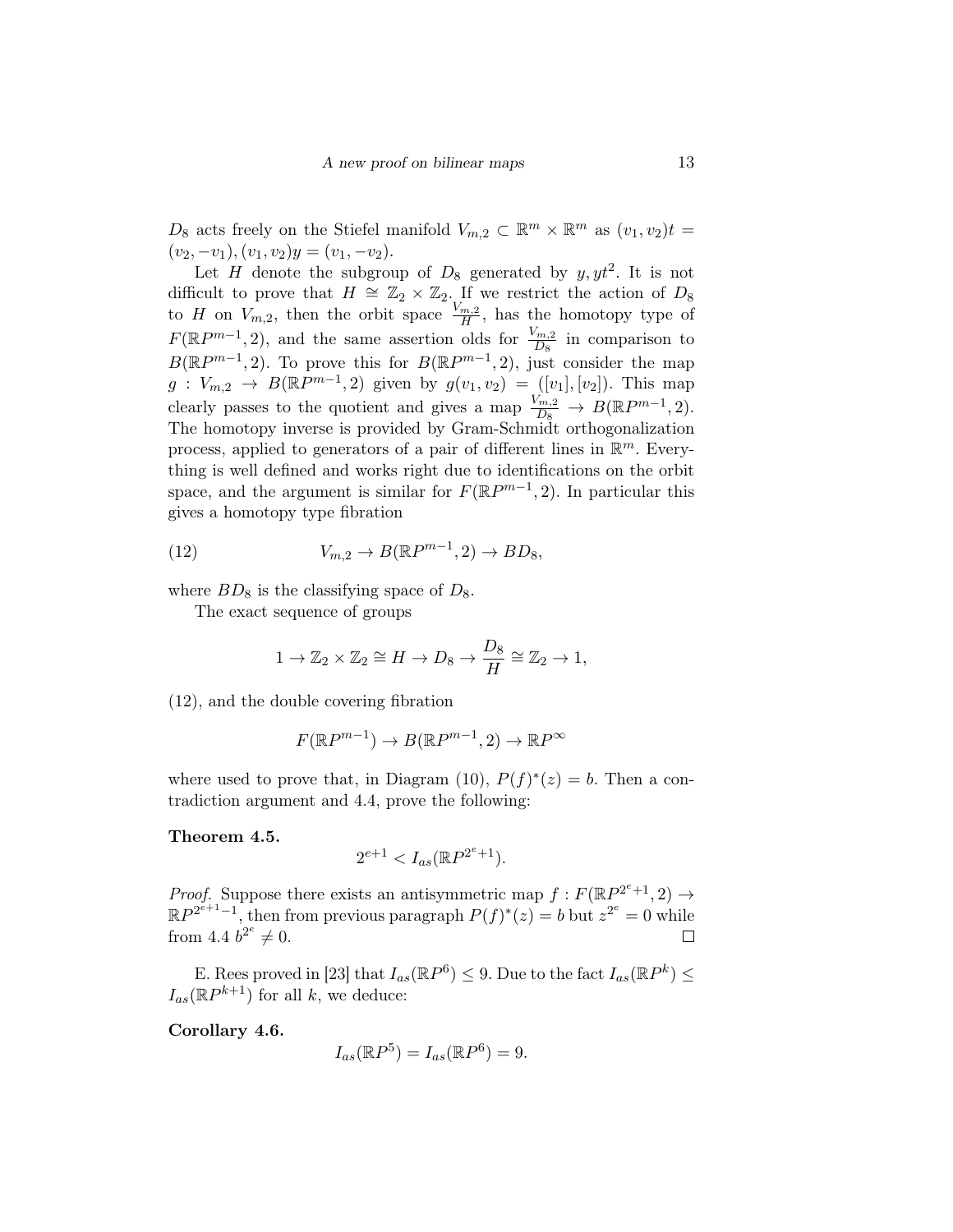$D_8$ acts freely on the Stiefel manifold $V_{m,2} \subset \mathbb{R}^m \times \mathbb{R}^m$ as $(v_1, v_2)t = (v_2, -v_1), (v_1, v_2)y = (v_1, -v_2)$.

Let $H$ denote the subgroup of $D_8$ generated by $y, yt^2$. It is not difficult to prove that $H \cong \mathbb{Z}_2 \times \mathbb{Z}_2$. If we restrict the action of $D_8$ to $H$ on $V_{m,2}$, then the orbit space $\frac{V_{m,2}}{H}$, has the homotopy type of $F(\mathbb{R}P^{m-1}, 2)$, and the same assertion olds for $\frac{V_{m,2}}{D_8}$ in comparison to $B(\mathbb{R}P^{m-1}, 2)$. To prove this for $B(\mathbb{R}P^{m-1}, 2)$, just consider the map $g : V_{m,2} \to B(\mathbb{R}P^{m-1}, 2)$ given by $g(v_1, v_2) = ([v_1], [v_2])$. This map clearly passes to the quotient and gives a map $\frac{V_{m,2}}{D_8} \to B(\mathbb{R}P^{m-1}, 2)$. The homotopy inverse is provided by Gram-Schmidt orthogonalization process, applied to generators of a pair of different lines in $\mathbb{R}^m$. Everything is well defined and works right due to identifications on the orbit space, and the argument is similar for $F(\mathbb{R}P^{m-1}, 2)$. In particular this gives a homotopy type fibration

$$V_{m,2} \to B(\mathbb{R}P^{m-1}, 2) \to BD_8, \tag{12}$$

where $BD_8$ is the classifying space of $D_8$.

The exact sequence of groups

$$1 \to \mathbb{Z}_2 \times \mathbb{Z}_2 \cong H \to D_8 \to \frac{D_8}{H} \cong \mathbb{Z}_2 \to 1,$$

(12), and the double covering fibration

$$F(\mathbb{R}P^{m-1}) \to B(\mathbb{R}P^{m-1}, 2) \to \mathbb{R}P^{\infty}$$

where used to prove that, in Diagram (10), $P(f)^*(z) = b$. Then a contradiction argument and 4.4, prove the following:

**Theorem 4.5.**

$$2^{e+1} < I_{as}(\mathbb{R}P^{2^e+1}).$$

*Proof.* Suppose there exists an antisymmetric map $f : F(\mathbb{R}P^{2^e+1}, 2) \to \mathbb{R}P^{2^{e+1}-1}$, then from previous paragraph $P(f)^*(z) = b$ but $z^{2^e} = 0$ while from 4.4 $b^{2^e} \neq 0$. $\square$

E. Rees proved in [23] that $I_{as}(\mathbb{R}P^6) \leq 9$. Due to the fact $I_{as}(\mathbb{R}P^k) \leq I_{as}(\mathbb{R}P^{k+1})$ for all $k$, we deduce:

**Corollary 4.6.**

$$I_{as}(\mathbb{R}P^5) = I_{as}(\mathbb{R}P^6) = 9.$$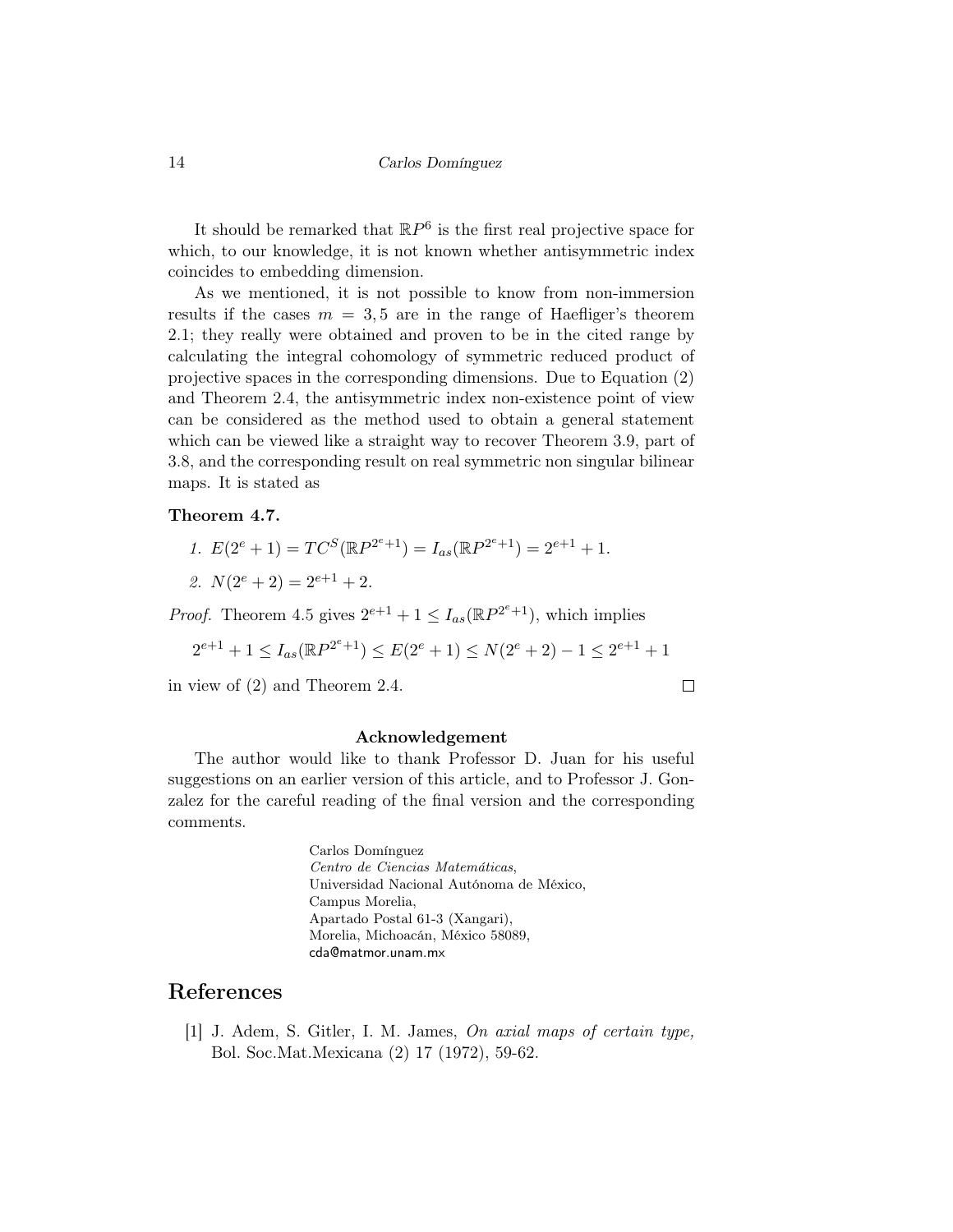It should be remarked that $\mathbb{R}P^6$ is the first real projective space for which, to our knowledge, it is not known whether antisymmetric index coincides to embedding dimension.

As we mentioned, it is not possible to know from non-immersion results if the cases $m = 3, 5$ are in the range of Haefliger's theorem 2.1; they really were obtained and proven to be in the cited range by calculating the integral cohomology of symmetric reduced product of projective spaces in the corresponding dimensions. Due to Equation (2) and Theorem 2.4, the antisymmetric index non-existence point of view can be considered as the method used to obtain a general statement which can be viewed like a straight way to recover Theorem 3.9, part of 3.8, and the corresponding result on real symmetric non singular bilinear maps. It is stated as

**Theorem 4.7.**

1. $E(2^e + 1) = TC^S(\mathbb{R}P^{2^e+1}) = I_{as}(\mathbb{R}P^{2^e+1}) = 2^{e+1} + 1.$
2. $N(2^e + 2) = 2^{e+1} + 2.$

*Proof.* Theorem 4.5 gives $2^{e+1} + 1 \leq I_{as}(\mathbb{R}P^{2^e+1})$, which implies

$$2^{e+1} + 1 \leq I_{as}(\mathbb{R}P^{2^e+1}) \leq E(2^e + 1) \leq N(2^e + 2) - 1 \leq 2^{e+1} + 1$$

in view of (2) and Theorem 2.4. □

**Acknowledgement**

The author would like to thank Professor D. Juan for his useful suggestions on an earlier version of this article, and to Professor J. Gonzalez for the careful reading of the final version and the corresponding comments.

Carlos Domínguez
*Centro de Ciencias Matemáticas*,
Universidad Nacional Autónoma de México,
Campus Morelia,
Apartado Postal 61-3 (Xangari),
Morelia, Michoacán, México 58089,
cda@matmor.unam.mx

# References

[1] J. Adem, S. Gitler, I. M. James, *On axial maps of certain type,* Bol. Soc.Mat.Mexicana (2) 17 (1972), 59-62.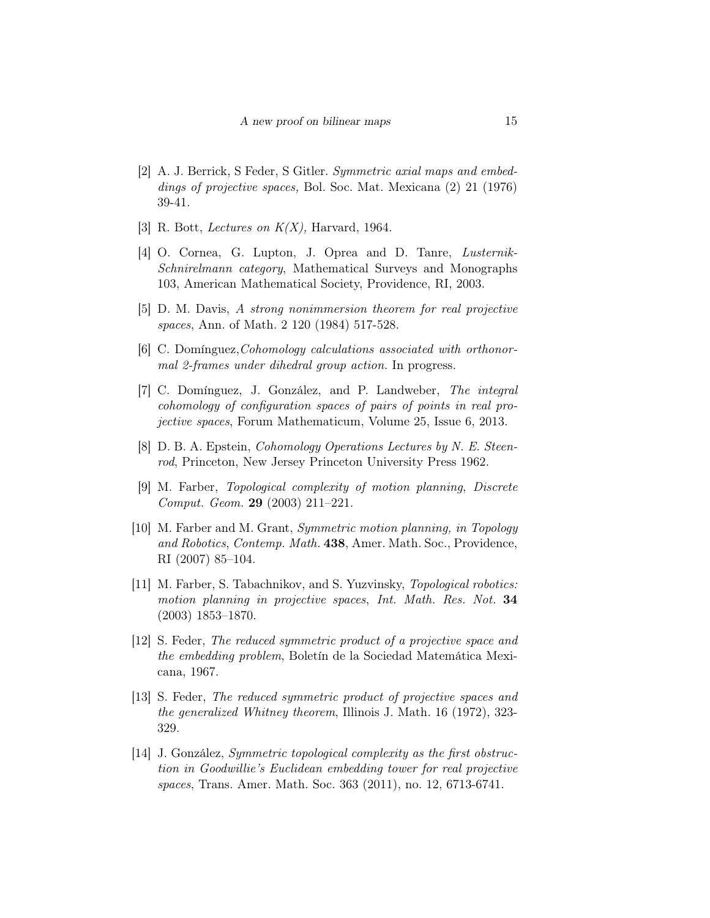[2] A. J. Berrick, S Feder, S Gitler. *Symmetric axial maps and embeddings of projective spaces,* Bol. Soc. Mat. Mexicana (2) 21 (1976) 39-41.

[3] R. Bott, *Lectures on K(X),* Harvard, 1964.

[4] O. Cornea, G. Lupton, J. Oprea and D. Tanre, *Lusternik-Schnirelmann category*, Mathematical Surveys and Monographs 103, American Mathematical Society, Providence, RI, 2003.

[5] D. M. Davis, *A strong nonimmersion theorem for real projective spaces*, Ann. of Math. 2 120 (1984) 517-528.

[6] C. Domínguez,*Cohomology calculations associated with orthonormal 2-frames under dihedral group action.* In progress.

[7] C. Domínguez, J. González, and P. Landweber, *The integral cohomology of configuration spaces of pairs of points in real projective spaces*, Forum Mathematicum, Volume 25, Issue 6, 2013.

[8] D. B. A. Epstein, *Cohomology Operations Lectures by N. E. Steenrod*, Princeton, New Jersey Princeton University Press 1962.

[9] M. Farber, *Topological complexity of motion planning*, *Discrete Comput. Geom.* **29** (2003) 211–221.

[10] M. Farber and M. Grant, *Symmetric motion planning, in Topology and Robotics*, *Contemp. Math.* **438**, Amer. Math. Soc., Providence, RI (2007) 85–104.

[11] M. Farber, S. Tabachnikov, and S. Yuzvinsky, *Topological robotics: motion planning in projective spaces*, *Int. Math. Res. Not.* **34** (2003) 1853–1870.

[12] S. Feder, *The reduced symmetric product of a projective space and the embedding problem*, Boletín de la Sociedad Matemática Mexicana, 1967.

[13] S. Feder, *The reduced symmetric product of projective spaces and the generalized Whitney theorem*, Illinois J. Math. 16 (1972), 323-329.

[14] J. González, *Symmetric topological complexity as the first obstruction in Goodwillie's Euclidean embedding tower for real projective spaces*, Trans. Amer. Math. Soc. 363 (2011), no. 12, 6713-6741.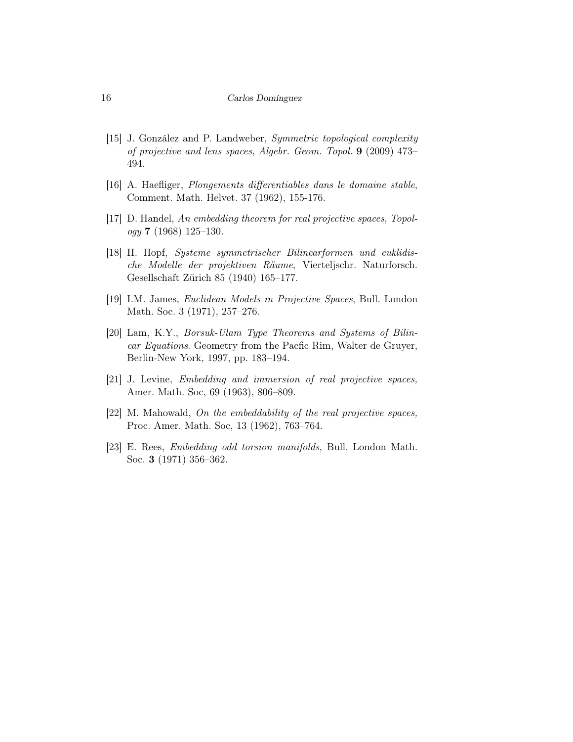[15] J. González and P. Landweber, *Symmetric topological complexity of projective and lens spaces*, *Algebr. Geom. Topol.* **9** (2009) 473–494.

[16] A. Haefliger, *Plongements differentiables dans le domaine stable*, Comment. Math. Helvet. 37 (1962), 155-176.

[17] D. Handel, *An embedding theorem for real projective spaces*, *Topology* **7** (1968) 125–130.

[18] H. Hopf, *Systeme symmetrischer Bilinearformen und euklidische Modelle der projektiven Räume*, Vierteljschr. Naturforsch. Gesellschaft Zürich 85 (1940) 165–177.

[19] I.M. James, *Euclidean Models in Projective Spaces*, Bull. London Math. Soc. 3 (1971), 257–276.

[20] Lam, K.Y., *Borsuk-Ulam Type Theorems and Systems of Bilinear Equations*. Geometry from the Pacfic Rim, Walter de Gruyer, Berlin-New York, 1997, pp. 183–194.

[21] J. Levine, *Embedding and immersion of real projective spaces,* Amer. Math. Soc, 69 (1963), 806–809.

[22] M. Mahowald, *On the embeddability of the real projective spaces,* Proc. Amer. Math. Soc, 13 (1962), 763–764.

[23] E. Rees, *Embedding odd torsion manifolds*, Bull. London Math. Soc. **3** (1971) 356–362.